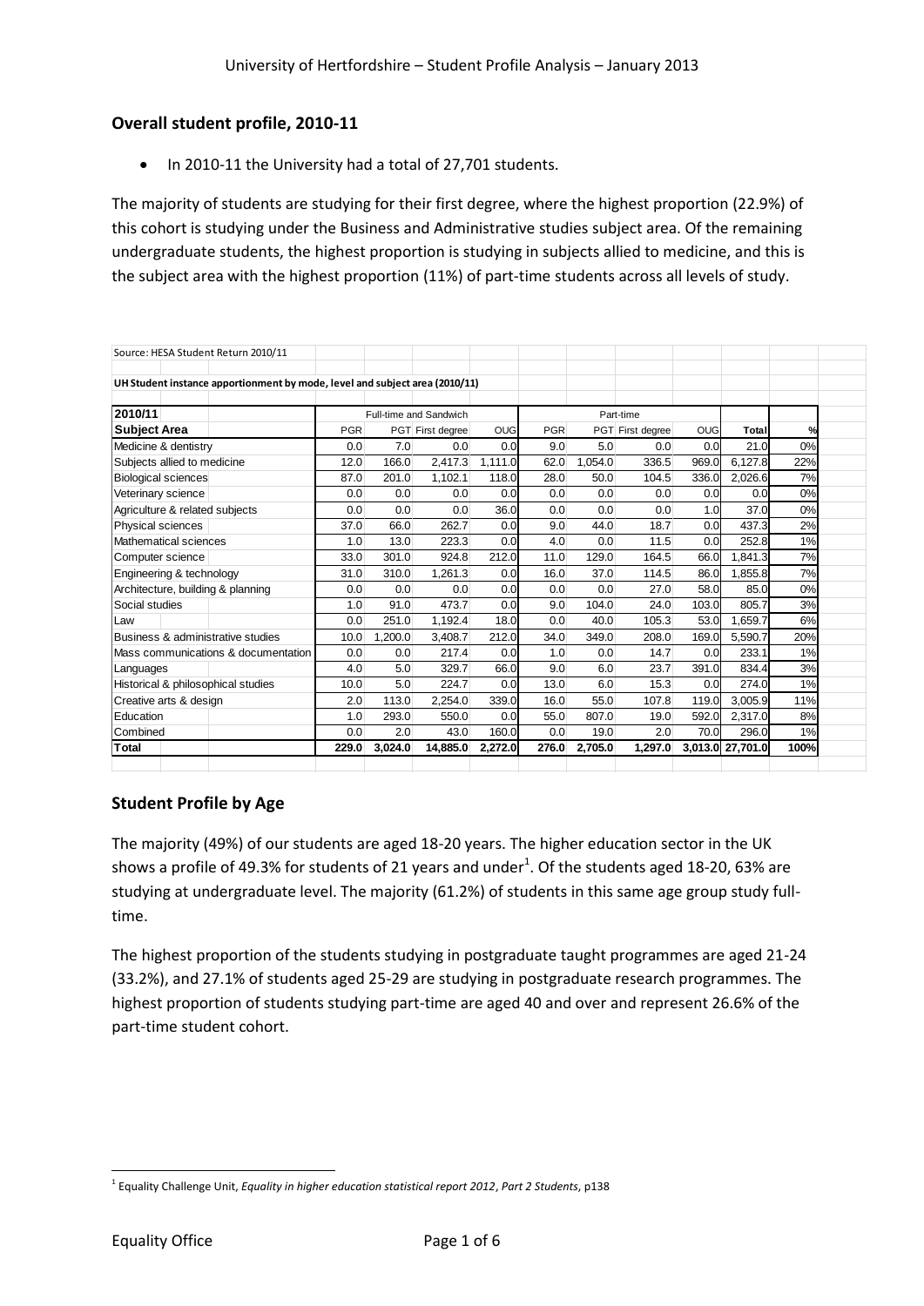## Overall student profile, 2010-11

- In 2010-11 the University had a total of 27,701 students.

The majority of students are studying for their first degree, where the highest proportion (22.9%) of this cohort is studying under the Business and Administrative studies subject area. Of the remaining undergraduate students, the highest proportion is studying in subjects allied to medicine, and this is the subject area with the highest proportion (11%) of part-time students across all levels of study.

Source: HESA Student Return 2010/11

UH Student instance apportionment by mode, level and subject area (2010/11)

| 2010/11 | Full-time and Sandwich | | | | Part-time | | | | | |
|---|---|---|---|---|---|---|---|---|---|---|
| **Subject Area** | PGR | PGT | First degree | OUG | PGR | PGT | First degree | OUG | Total | % |
| Medicine & dentistry | 0.0 | 7.0 | 0.0 | 0.0 | 9.0 | 5.0 | 0.0 | 0.0 | 21.0 | 0% |
| Subjects allied to medicine | 12.0 | 166.0 | 2,417.3 | 1,111.0 | 62.0 | 1,054.0 | 336.5 | 969.0 | 6,127.8 | 22% |
| Biological sciences | 87.0 | 201.0 | 1,102.1 | 118.0 | 28.0 | 50.0 | 104.5 | 336.0 | 2,026.6 | 7% |
| Veterinary science | 0.0 | 0.0 | 0.0 | 0.0 | 0.0 | 0.0 | 0.0 | 0.0 | 0.0 | 0% |
| Agriculture & related subjects | 0.0 | 0.0 | 0.0 | 36.0 | 0.0 | 0.0 | 0.0 | 1.0 | 37.0 | 0% |
| Physical sciences | 37.0 | 66.0 | 262.7 | 0.0 | 9.0 | 44.0 | 18.7 | 0.0 | 437.3 | 2% |
| Mathematical sciences | 1.0 | 13.0 | 223.3 | 0.0 | 4.0 | 0.0 | 11.5 | 0.0 | 252.8 | 1% |
| Computer science | 33.0 | 301.0 | 924.8 | 212.0 | 11.0 | 129.0 | 164.5 | 66.0 | 1,841.3 | 7% |
| Engineering & technology | 31.0 | 310.0 | 1,261.3 | 0.0 | 16.0 | 37.0 | 114.5 | 86.0 | 1,855.8 | 7% |
| Architecture, building & planning | 0.0 | 0.0 | 0.0 | 0.0 | 0.0 | 0.0 | 27.0 | 58.0 | 85.0 | 0% |
| Social studies | 1.0 | 91.0 | 473.7 | 0.0 | 9.0 | 104.0 | 24.0 | 103.0 | 805.7 | 3% |
| Law | 0.0 | 251.0 | 1,192.4 | 18.0 | 0.0 | 40.0 | 105.3 | 53.0 | 1,659.7 | 6% |
| Business & administrative studies | 10.0 | 1,200.0 | 3,408.7 | 212.0 | 34.0 | 349.0 | 208.0 | 169.0 | 5,590.7 | 20% |
| Mass communications & documentation | 0.0 | 0.0 | 217.4 | 0.0 | 1.0 | 0.0 | 14.7 | 0.0 | 233.1 | 1% |
| Languages | 4.0 | 5.0 | 329.7 | 66.0 | 9.0 | 6.0 | 23.7 | 391.0 | 834.4 | 3% |
| Historical & philosophical studies | 10.0 | 5.0 | 224.7 | 0.0 | 13.0 | 6.0 | 15.3 | 0.0 | 274.0 | 1% |
| Creative arts & design | 2.0 | 113.0 | 2,254.0 | 339.0 | 16.0 | 55.0 | 107.8 | 119.0 | 3,005.9 | 11% |
| Education | 1.0 | 293.0 | 550.0 | 0.0 | 55.0 | 807.0 | 19.0 | 592.0 | 2,317.0 | 8% |
| Combined | 0.0 | 2.0 | 43.0 | 160.0 | 0.0 | 19.0 | 2.0 | 70.0 | 296.0 | 1% |
| **Total** | **229.0** | **3,024.0** | **14,885.0** | **2,272.0** | **276.0** | **2,705.0** | **1,297.0** | **3,013.0** | **27,701.0** | **100%** |

## Student Profile by Age

The majority (49%) of our students are aged 18-20 years. The higher education sector in the UK shows a profile of 49.3% for students of 21 years and under[1]. Of the students aged 18-20, 63% are studying at undergraduate level. The majority (61.2%) of students in this same age group study full-time.

The highest proportion of the students studying in postgraduate taught programmes are aged 21-24 (33.2%), and 27.1% of students aged 25-29 are studying in postgraduate research programmes. The highest proportion of students studying part-time are aged 40 and over and represent 26.6% of the part-time student cohort.

[1] Equality Challenge Unit, *Equality in higher education statistical report 2012*, *Part 2 Students*, p138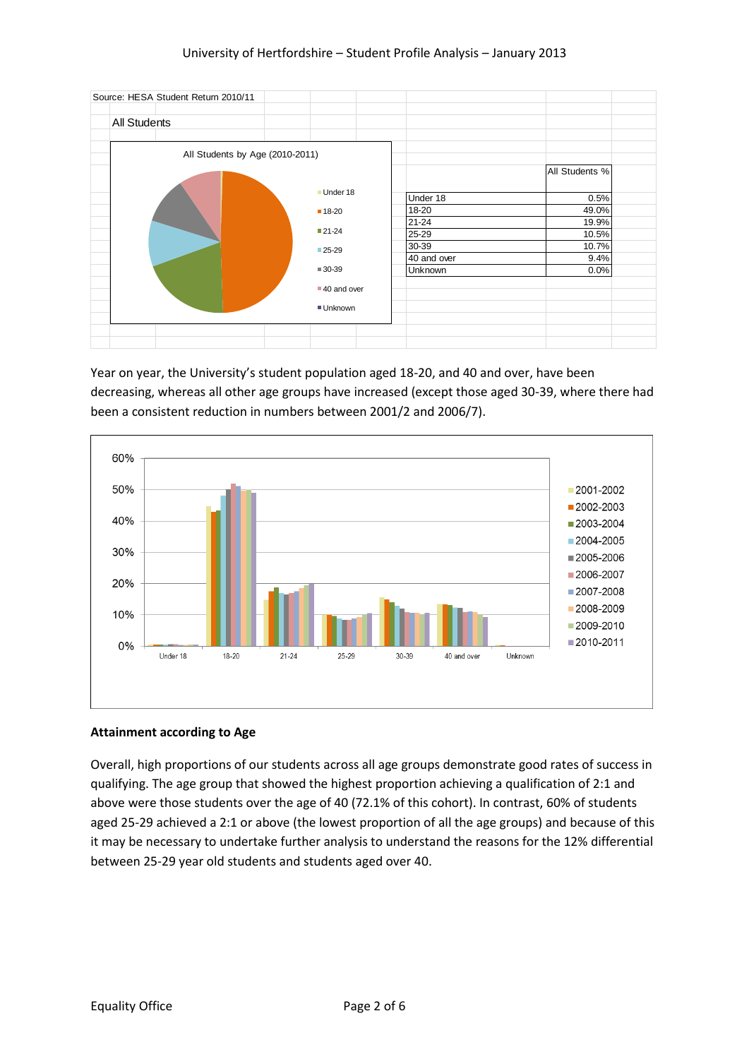Source: HESA Student Return 2010/11

All Students

All Students by Age (2010-2011)

| | All Students % |
|---|---|
| Under 18 | 0.5% |
| 18-20 | 49.0% |
| 21-24 | 19.9% |
| 25-29 | 10.5% |
| 30-39 | 10.7% |
| 40 and over | 9.4% |
| Unknown | 0.0% |

Year on year, the University's student population aged 18-20, and 40 and over, have been decreasing, whereas all other age groups have increased (except those aged 30-39, where there had been a consistent reduction in numbers between 2001/2 and 2006/7).

**Attainment according to Age**

Overall, high proportions of our students across all age groups demonstrate good rates of success in qualifying. The age group that showed the highest proportion achieving a qualification of 2:1 and above were those students over the age of 40 (72.1% of this cohort). In contrast, 60% of students aged 25-29 achieved a 2:1 or above (the lowest proportion of all the age groups) and because of this it may be necessary to undertake further analysis to understand the reasons for the 12% differential between 25-29 year old students and students aged over 40.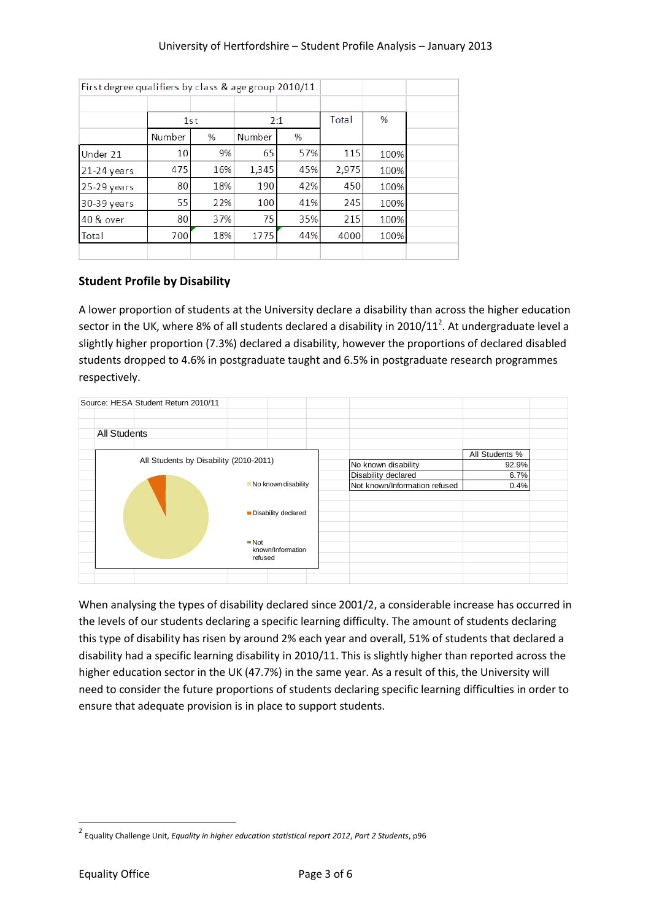First degree qualifiers by class & age group 2010/11.

| | 1st | | 2:1 | | Total | % |
|---|---|---|---|---|---|---|
| | Number | % | Number | % | | |
| Under 21 | 10 | 9% | 65 | 57% | 115 | 100% |
| 21-24 years | 475 | 16% | 1,345 | 45% | 2,975 | 100% |
| 25-29 years | 80 | 18% | 190 | 42% | 450 | 100% |
| 30-39 years | 55 | 22% | 100 | 41% | 245 | 100% |
| 40 & over | 80 | 37% | 75 | 35% | 215 | 100% |
| Total | 700 | 18% | 1775 | 44% | 4000 | 100% |

## Student Profile by Disability

A lower proportion of students at the University declare a disability than across the higher education sector in the UK, where 8% of all students declared a disability in 2010/11[2]. At undergraduate level a slightly higher proportion (7.3%) declared a disability, however the proportions of declared disabled students dropped to 4.6% in postgraduate taught and 6.5% in postgraduate research programmes respectively.

Source: HESA Student Return 2010/11

All Students

All Students by Disability (2010-2011)

| | All Students % |
|---|---|
| No known disability | 92.9% |
| Disability declared | 6.7% |
| Not known/Information refused | 0.4% |

When analysing the types of disability declared since 2001/2, a considerable increase has occurred in the levels of our students declaring a specific learning difficulty. The amount of students declaring this type of disability has risen by around 2% each year and overall, 51% of students that declared a disability had a specific learning disability in 2010/11. This is slightly higher than reported across the higher education sector in the UK (47.7%) in the same year. As a result of this, the University will need to consider the future proportions of students declaring specific learning difficulties in order to ensure that adequate provision is in place to support students.

[2] Equality Challenge Unit, *Equality in higher education statistical report 2012*, *Part 2 Students*, p96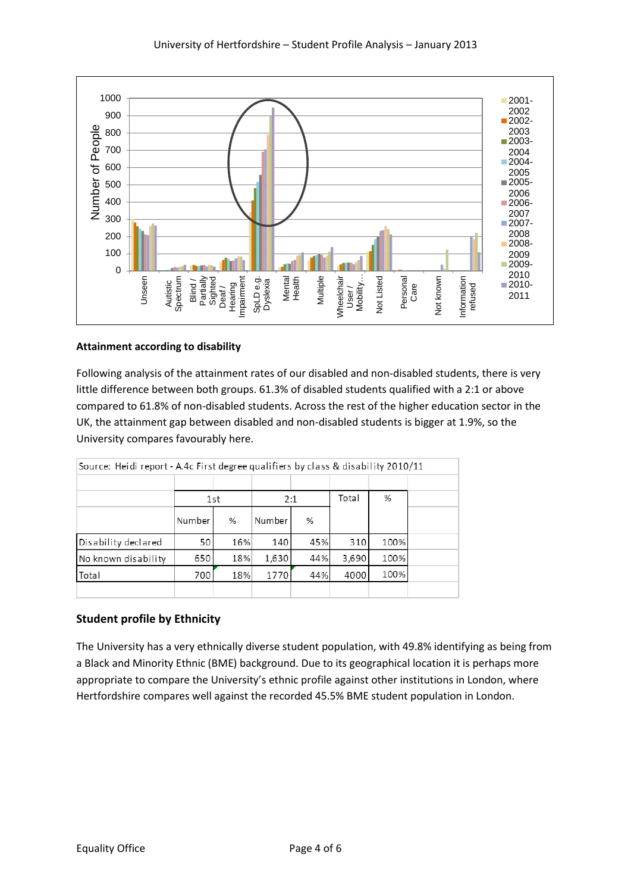Number of People

| | 2001-2002 | 2002-2003 | 2003-2004 | 2004-2005 | 2005-2006 | 2006-2007 | 2007-2008 | 2008-2009 | 2009-2010 | 2010-2011 |
|---|---|---|---|---|---|---|---|---|---|---|

Categories: Unseen, Autistic Spectrum, Blind / Partially Sighted, Deaf / Hearing Impairment, SpLD e.g. Dyslexia, Mental Health, Multiple, Wheelchair User / Mobility..., Not Listed, Personal Care, Not known, Information refused

### Attainment according to disability

Following analysis of the attainment rates of our disabled and non-disabled students, there is very little difference between both groups. 61.3% of disabled students qualified with a 2:1 or above compared to 61.8% of non-disabled students. Across the rest of the higher education sector in the UK, the attainment gap between disabled and non-disabled students is bigger at 1.9%, so the University compares favourably here.

Source: Heidi report - A.4c First degree qualifiers by class & disability 2010/11

| | 1st | | 2:1 | | Total | % |
|---|---|---|---|---|---|---|
| | Number | % | Number | % | | |
| Disability declared | 50 | 16% | 140 | 45% | 310 | 100% |
| No known disability | 650 | 18% | 1,630 | 44% | 3,690 | 100% |
| Total | 700 | 18% | 1770 | 44% | 4000 | 100% |

## Student profile by Ethnicity

The University has a very ethnically diverse student population, with 49.8% identifying as being from a Black and Minority Ethnic (BME) background. Due to its geographical location it is perhaps more appropriate to compare the University's ethnic profile against other institutions in London, where Hertfordshire compares well against the recorded 45.5% BME student population in London.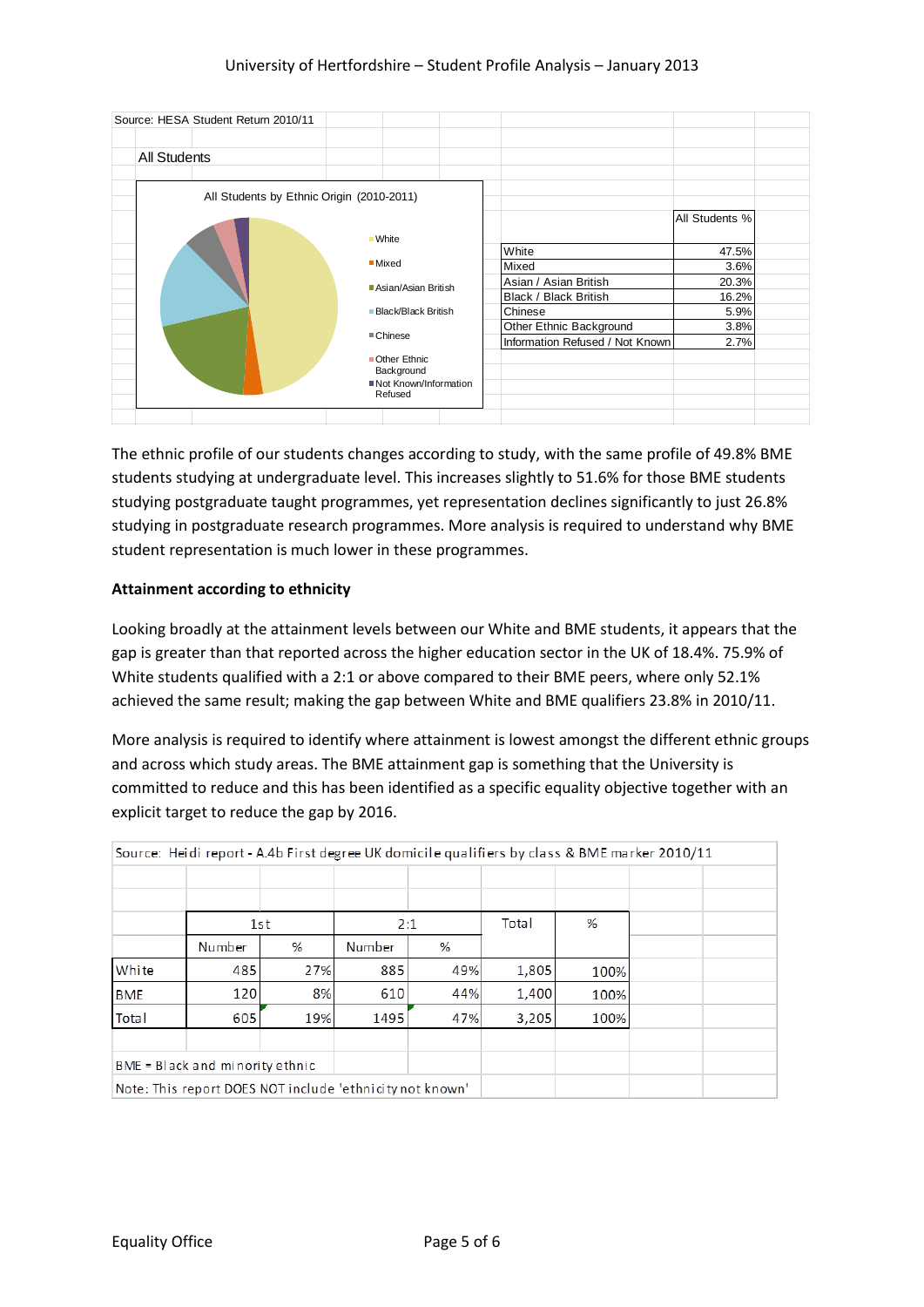Source: HESA Student Return 2010/11

All Students

All Students by Ethnic Origin (2010-2011)

| | All Students % |
|---|---|
| White | 47.5% |
| Mixed | 3.6% |
| Asian / Asian British | 20.3% |
| Black / Black British | 16.2% |
| Chinese | 5.9% |
| Other Ethnic Background | 3.8% |
| Information Refused / Not Known | 2.7% |

The ethnic profile of our students changes according to study, with the same profile of 49.8% BME students studying at undergraduate level. This increases slightly to 51.6% for those BME students studying postgraduate taught programmes, yet representation declines significantly to just 26.8% studying in postgraduate research programmes. More analysis is required to understand why BME student representation is much lower in these programmes.

**Attainment according to ethnicity**

Looking broadly at the attainment levels between our White and BME students, it appears that the gap is greater than that reported across the higher education sector in the UK of 18.4%. 75.9% of White students qualified with a 2:1 or above compared to their BME peers, where only 52.1% achieved the same result; making the gap between White and BME qualifiers 23.8% in 2010/11.

More analysis is required to identify where attainment is lowest amongst the different ethnic groups and across which study areas. The BME attainment gap is something that the University is committed to reduce and this has been identified as a specific equality objective together with an explicit target to reduce the gap by 2016.

Source: Heidi report - A.4b First degree UK domicile qualifiers by class & BME marker 2010/11

| | 1st | | 2:1 | | Total | % |
|---|---|---|---|---|---|---|
| | Number | % | Number | % | | |
| White | 485 | 27% | 885 | 49% | 1,805 | 100% |
| BME | 120 | 8% | 610 | 44% | 1,400 | 100% |
| Total | 605 | 19% | 1495 | 47% | 3,205 | 100% |

BME = Black and minority ethnic

Note: This report DOES NOT include 'ethnicity not known'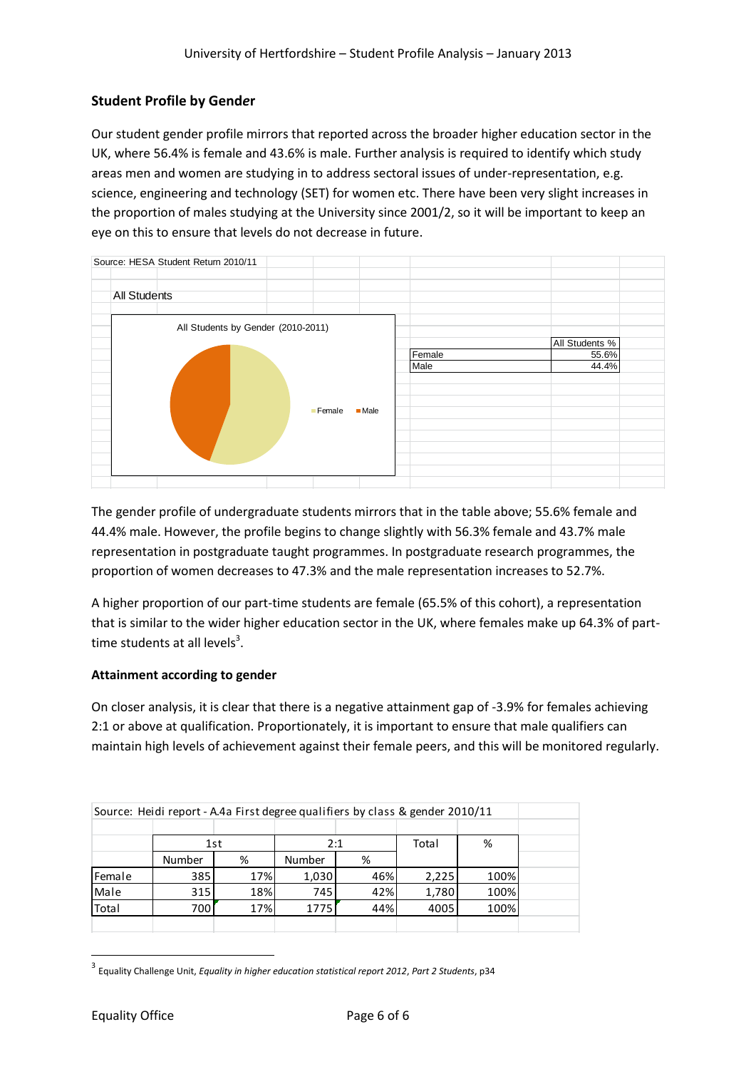## Student Profile by Gender

Our student gender profile mirrors that reported across the broader higher education sector in the UK, where 56.4% is female and 43.6% is male. Further analysis is required to identify which study areas men and women are studying in to address sectoral issues of under-representation, e.g. science, engineering and technology (SET) for women etc. There have been very slight increases in the proportion of males studying at the University since 2001/2, so it will be important to keep an eye on this to ensure that levels do not decrease in future.

Source: HESA Student Return 2010/11

All Students

All Students by Gender (2010-2011)

Female
Male

| | All Students % |
|---|---|
| Female | 55.6% |
| Male | 44.4% |

The gender profile of undergraduate students mirrors that in the table above; 55.6% female and 44.4% male. However, the profile begins to change slightly with 56.3% female and 43.7% male representation in postgraduate taught programmes. In postgraduate research programmes, the proportion of women decreases to 47.3% and the male representation increases to 52.7%.

A higher proportion of our part-time students are female (65.5% of this cohort), a representation that is similar to the wider higher education sector in the UK, where females make up 64.3% of part-time students at all levels[3].

### Attainment according to gender

On closer analysis, it is clear that there is a negative attainment gap of -3.9% for females achieving 2:1 or above at qualification. Proportionately, it is important to ensure that male qualifiers can maintain high levels of achievement against their female peers, and this will be monitored regularly.

Source: Heidi report - A.4a First degree qualifiers by class & gender 2010/11

| | 1st | | 2:1 | | Total | % |
|---|---|---|---|---|---|---|
| | Number | % | Number | % | | |
| Female | 385 | 17% | 1,030 | 46% | 2,225 | 100% |
| Male | 315 | 18% | 745 | 42% | 1,780 | 100% |
| Total | 700 | 17% | 1775 | 44% | 4005 | 100% |

[3] Equality Challenge Unit, *Equality in higher education statistical report 2012*, *Part 2 Students*, p34

Equality Office